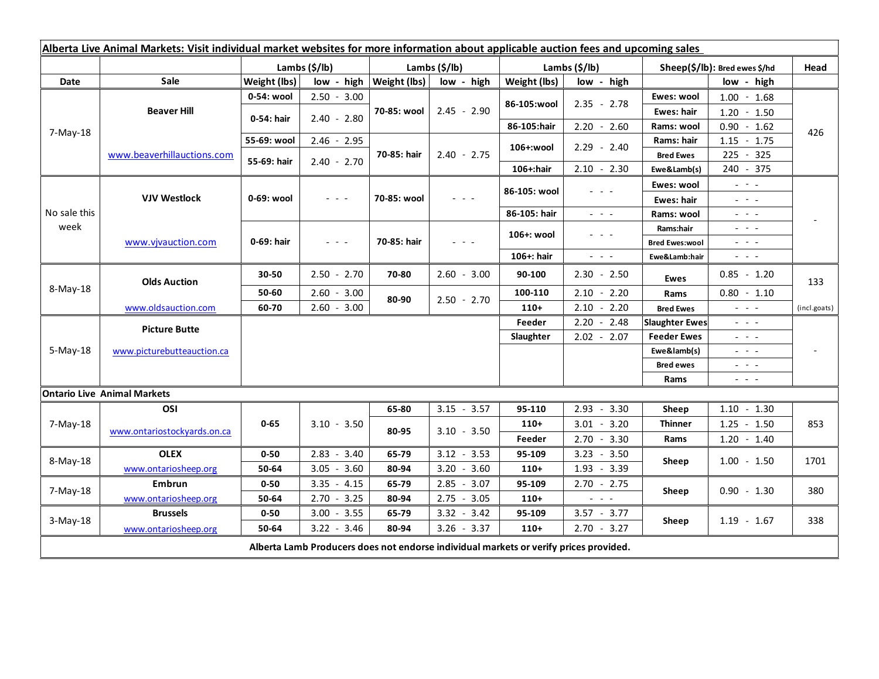**Alberta Live Animal Markets: Visit individual market websites for more information about applicable auction fees and upcoming sales**

| | | Lambs ($/lb) | | Lambs ($/lb) | | Lambs ($/lb) | | Sheep($/lb): Bred ewes $/hd | | Head |
|---|---|---|---|---|---|---|---|---|---|---|
| Date | Sale | Weight (lbs) | low - high | Weight (lbs) | low - high | Weight (lbs) | low - high | | low - high | |
| 7-May-18 | Beaver Hill | 0-54: wool | 2.50 - 3.00 | 70-85: wool | 2.45 - 2.90 | 86-105:wool | 2.35 - 2.78 | Ewes: wool | 1.00 - 1.68 | 426 |
| | | 0-54: hair | 2.40 - 2.80 | | | | | Ewes: hair | 1.20 - 1.50 | |
| | | | | | | 86-105:hair | 2.20 - 2.60 | Rams: wool | 0.90 - 1.62 | |
| | www.beaverhillauctions.com | 55-69: wool | 2.46 - 2.95 | 70-85: hair | 2.40 - 2.75 | 106+:wool | 2.29 - 2.40 | Rams: hair | 1.15 - 1.75 | |
| | | 55-69: hair | 2.40 - 2.70 | | | | | Bred Ewes | 225 - 325 | |
| | | | | | | 106+:hair | 2.10 - 2.30 | Ewe&Lamb(s) | 240 - 375 | |
| No sale this week | VJV Westlock | 0-69: wool | - - - | 70-85: wool | - - - | 86-105: wool | - - - | Ewes: wool | - - - | - |
| | | | | | | | | Ewes: hair | - - - | |
| | | | | | | 86-105: hair | - - - | Rams: wool | - - - | |
| | www.vjvauction.com | 0-69: hair | - - - | 70-85: hair | - - - | 106+: wool | - - - | Rams:hair | - - - | |
| | | | | | | | | Bred Ewes:wool | - - - | |
| | | | | | | 106+: hair | - - - | Ewe&Lamb:hair | - - - | |
| 8-May-18 | Olds Auction | 30-50 | 2.50 - 2.70 | 70-80 | 2.60 - 3.00 | 90-100 | 2.30 - 2.50 | Ewes | 0.85 - 1.20 | 133 |
| | | 50-60 | 2.60 - 3.00 | 80-90 | 2.50 - 2.70 | 100-110 | 2.10 - 2.20 | Rams | 0.80 - 1.10 | |
| | www.oldsauction.com | 60-70 | 2.60 - 3.00 | | | 110+ | 2.10 - 2.20 | Bred Ewes | - - - | (incl.goats) |
| 5-May-18 | Picture Butte | | | | | Feeder | 2.20 - 2.48 | Slaughter Ewes | - - - | - |
| | | | | | | Slaughter | 2.02 - 2.07 | Feeder Ewes | - - - | |
| | www.picturebutteauction.ca | | | | | | | Ewe&lamb(s) | - - - | |
| | | | | | | | | Bred ewes | - - - | |
| | | | | | | | | Rams | - - - | |
| **Ontario Live Animal Markets** | | | | | | | | | | |
| 7-May-18 | OSI | 0-65 | 3.10 - 3.50 | 65-80 | 3.15 - 3.57 | 95-110 | 2.93 - 3.30 | Sheep | 1.10 - 1.30 | 853 |
| | www.ontariostockyards.on.ca | | | 80-95 | 3.10 - 3.50 | 110+ | 3.01 - 3.20 | Thinner | 1.25 - 1.50 | |
| | | | | | | Feeder | 2.70 - 3.30 | Rams | 1.20 - 1.40 | |
| 8-May-18 | OLEX | 0-50 | 2.83 - 3.40 | 65-79 | 3.12 - 3.53 | 95-109 | 3.23 - 3.50 | Sheep | 1.00 - 1.50 | 1701 |
| | www.ontariosheep.org | 50-64 | 3.05 - 3.60 | 80-94 | 3.20 - 3.60 | 110+ | 1.93 - 3.39 | | | |
| 7-May-18 | Embrun | 0-50 | 3.35 - 4.15 | 65-79 | 2.85 - 3.07 | 95-109 | 2.70 - 2.75 | Sheep | 0.90 - 1.30 | 380 |
| | www.ontariosheep.org | 50-64 | 2.70 - 3.25 | 80-94 | 2.75 - 3.05 | 110+ | - - - | | | |
| 3-May-18 | Brussels | 0-50 | 3.00 - 3.55 | 65-79 | 3.32 - 3.42 | 95-109 | 3.57 - 3.77 | Sheep | 1.19 - 1.67 | 338 |
| | www.ontariosheep.org | 50-64 | 3.22 - 3.46 | 80-94 | 3.26 - 3.37 | 110+ | 2.70 - 3.27 | | | |

**Alberta Lamb Producers does not endorse individual markets or verify prices provided.**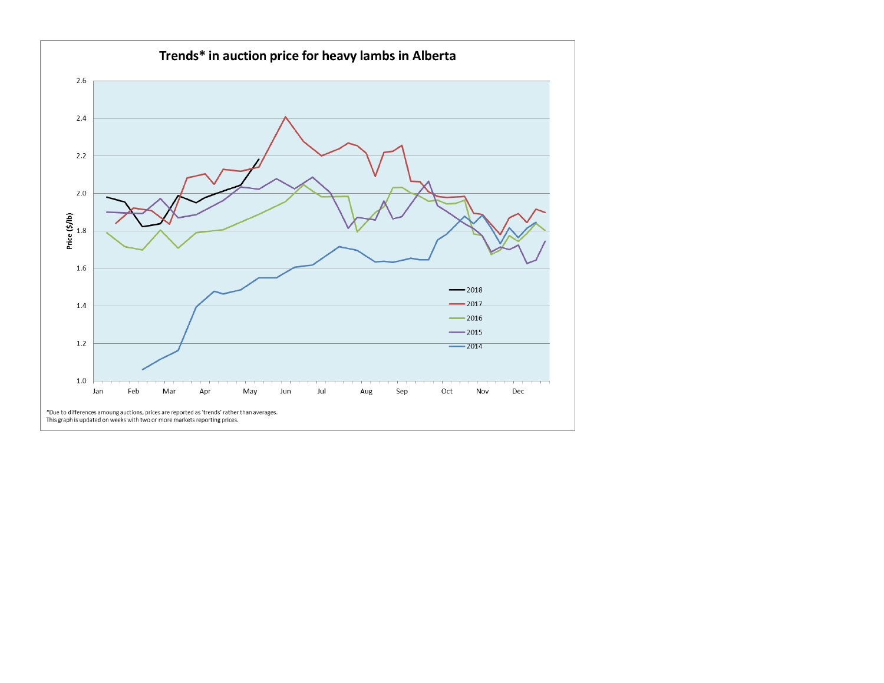# Trends* in auction price for heavy lambs in Alberta

Price ($/lb)

2.6
2.4
2.2
2.0
1.8
1.6
1.4
1.2
1.0

Jan Feb Mar Apr May Jun Jul Aug Sep Oct Nov Dec

2018
2017
2016
2015
2014

*Due to differences amoung auctions, prices are reported as 'trends' rather than averages.
This graph is updated on weeks with two or more markets reporting prices.